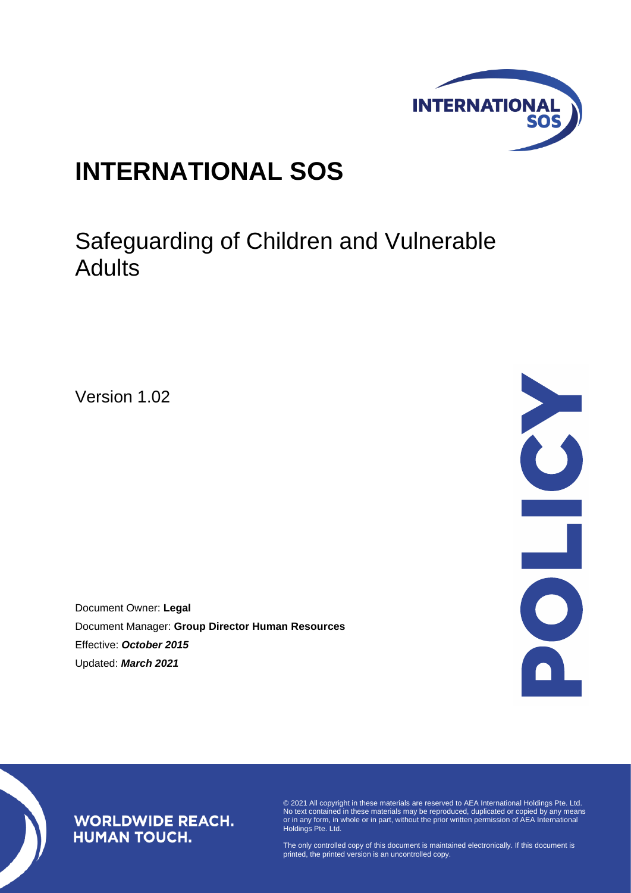# INTERNATIONAL SOS

## Safeguarding of Children and Vulnerable Adults

Version 1.02

POLICY

Document Owner: **Legal**

Document Manager: **Group Director Human Resources**

Effective: ***October 2015***

Updated: ***March 2021***

**WORLDWIDE REACH.**
**HUMAN TOUCH.**

© 2021 All copyright in these materials are reserved to AEA International Holdings Pte. Ltd. No text contained in these materials may be reproduced, duplicated or copied by any means or in any form, in whole or in part, without the prior written permission of AEA International Holdings Pte. Ltd.

The only controlled copy of this document is maintained electronically. If this document is printed, the printed version is an uncontrolled copy.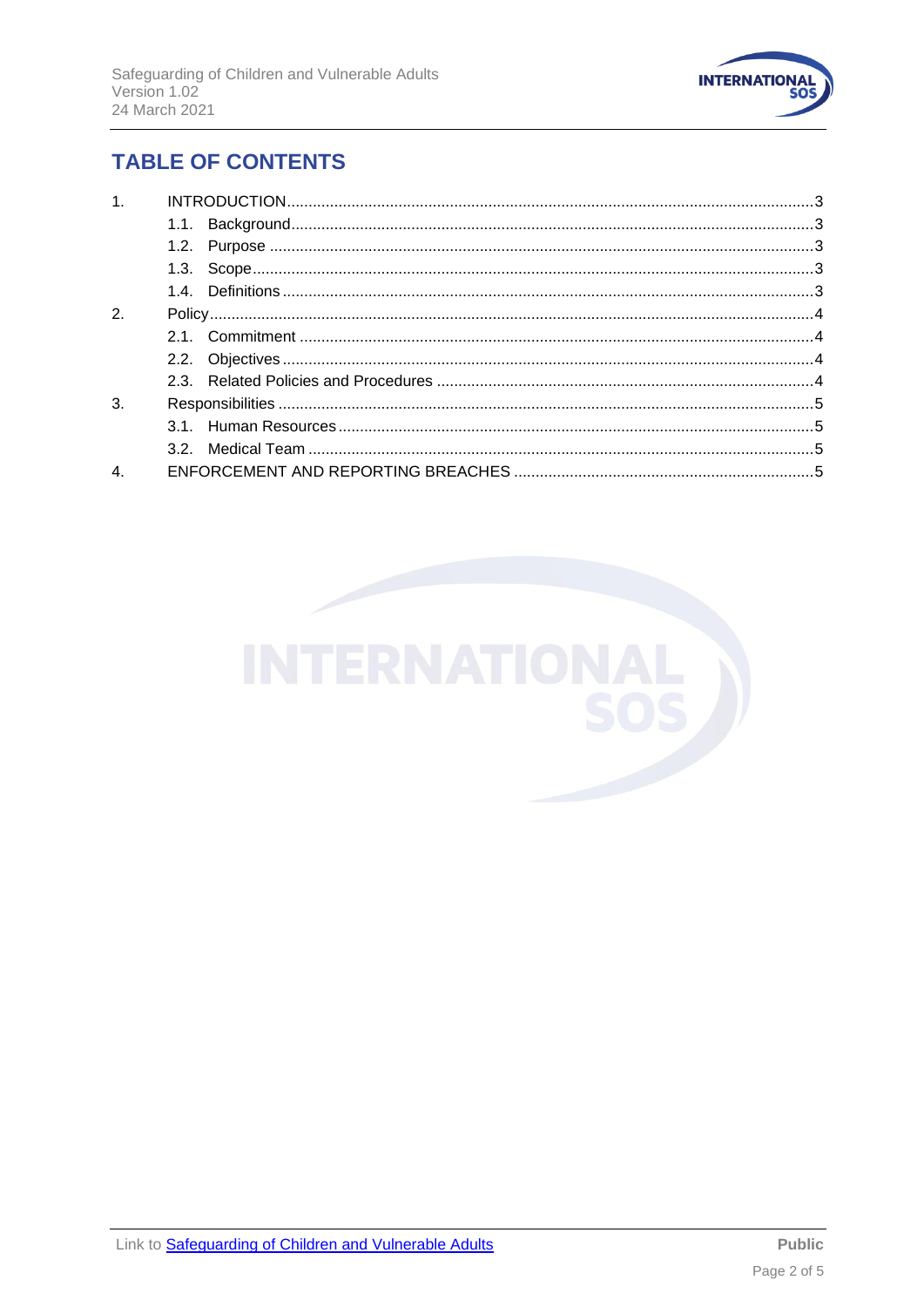## TABLE OF CONTENTS

1. INTRODUCTION ... 3
   - 1.1. Background ... 3
   - 1.2. Purpose ... 3
   - 1.3. Scope ... 3
   - 1.4. Definitions ... 3
2. Policy ... 4
   - 2.1. Commitment ... 4
   - 2.2. Objectives ... 4
   - 2.3. Related Policies and Procedures ... 4
3. Responsibilities ... 5
   - 3.1. Human Resources ... 5
   - 3.2. Medical Team ... 5
4. ENFORCEMENT AND REPORTING BREACHES ... 5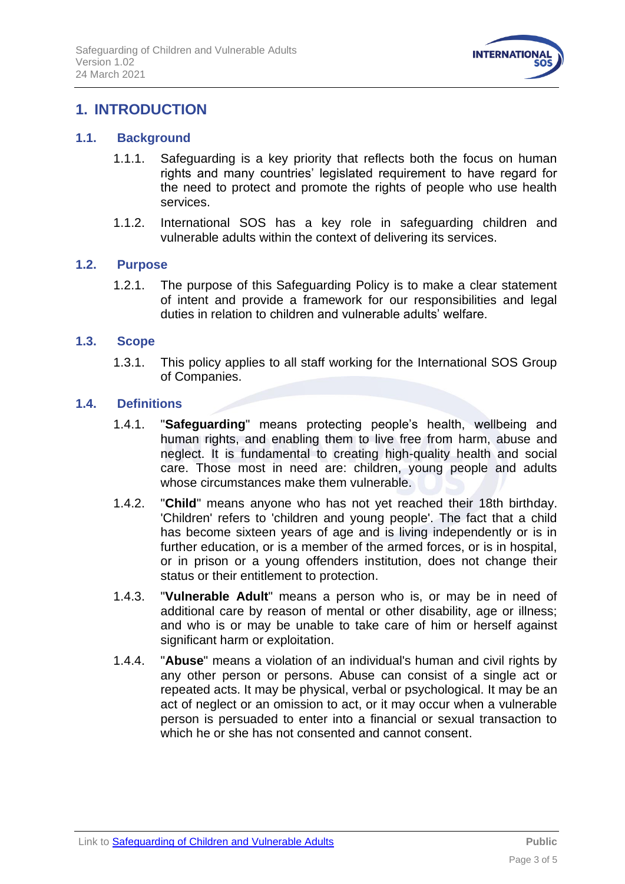# 1. INTRODUCTION

## 1.1. Background

1.1.1. Safeguarding is a key priority that reflects both the focus on human rights and many countries' legislated requirement to have regard for the need to protect and promote the rights of people who use health services.

1.1.2. International SOS has a key role in safeguarding children and vulnerable adults within the context of delivering its services.

## 1.2. Purpose

1.2.1. The purpose of this Safeguarding Policy is to make a clear statement of intent and provide a framework for our responsibilities and legal duties in relation to children and vulnerable adults' welfare.

## 1.3. Scope

1.3.1. This policy applies to all staff working for the International SOS Group of Companies.

## 1.4. Definitions

1.4.1. "**Safeguarding**" means protecting people's health, wellbeing and human rights, and enabling them to live free from harm, abuse and neglect. It is fundamental to creating high-quality health and social care. Those most in need are: children, young people and adults whose circumstances make them vulnerable.

1.4.2. "**Child**" means anyone who has not yet reached their 18th birthday. 'Children' refers to 'children and young people'. The fact that a child has become sixteen years of age and is living independently or is in further education, or is a member of the armed forces, or is in hospital, or in prison or a young offenders institution, does not change their status or their entitlement to protection.

1.4.3. "**Vulnerable Adult**" means a person who is, or may be in need of additional care by reason of mental or other disability, age or illness; and who is or may be unable to take care of him or herself against significant harm or exploitation.

1.4.4. "**Abuse**" means a violation of an individual's human and civil rights by any other person or persons. Abuse can consist of a single act or repeated acts. It may be physical, verbal or psychological. It may be an act of neglect or an omission to act, or it may occur when a vulnerable person is persuaded to enter into a financial or sexual transaction to which he or she has not consented and cannot consent.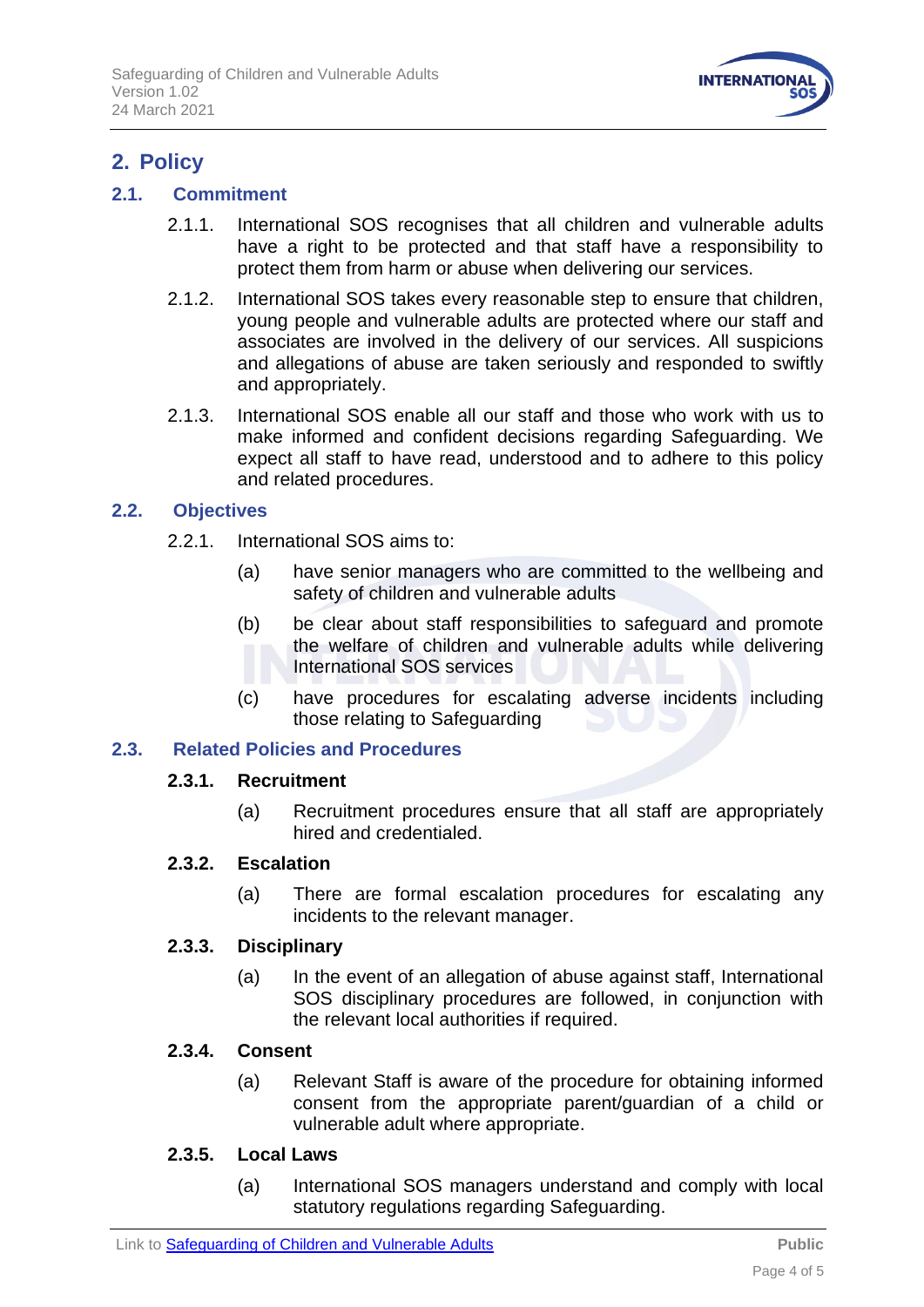## 2. Policy

### 2.1. Commitment

2.1.1. International SOS recognises that all children and vulnerable adults have a right to be protected and that staff have a responsibility to protect them from harm or abuse when delivering our services.

2.1.2. International SOS takes every reasonable step to ensure that children, young people and vulnerable adults are protected where our staff and associates are involved in the delivery of our services. All suspicions and allegations of abuse are taken seriously and responded to swiftly and appropriately.

2.1.3. International SOS enable all our staff and those who work with us to make informed and confident decisions regarding Safeguarding. We expect all staff to have read, understood and to adhere to this policy and related procedures.

### 2.2. Objectives

2.2.1. International SOS aims to:

(a) have senior managers who are committed to the wellbeing and safety of children and vulnerable adults

(b) be clear about staff responsibilities to safeguard and promote the welfare of children and vulnerable adults while delivering International SOS services

(c) have procedures for escalating adverse incidents including those relating to Safeguarding

### 2.3. Related Policies and Procedures

#### 2.3.1. Recruitment

(a) Recruitment procedures ensure that all staff are appropriately hired and credentialed.

#### 2.3.2. Escalation

(a) There are formal escalation procedures for escalating any incidents to the relevant manager.

#### 2.3.3. Disciplinary

(a) In the event of an allegation of abuse against staff, International SOS disciplinary procedures are followed, in conjunction with the relevant local authorities if required.

#### 2.3.4. Consent

(a) Relevant Staff is aware of the procedure for obtaining informed consent from the appropriate parent/guardian of a child or vulnerable adult where appropriate.

#### 2.3.5. Local Laws

(a) International SOS managers understand and comply with local statutory regulations regarding Safeguarding.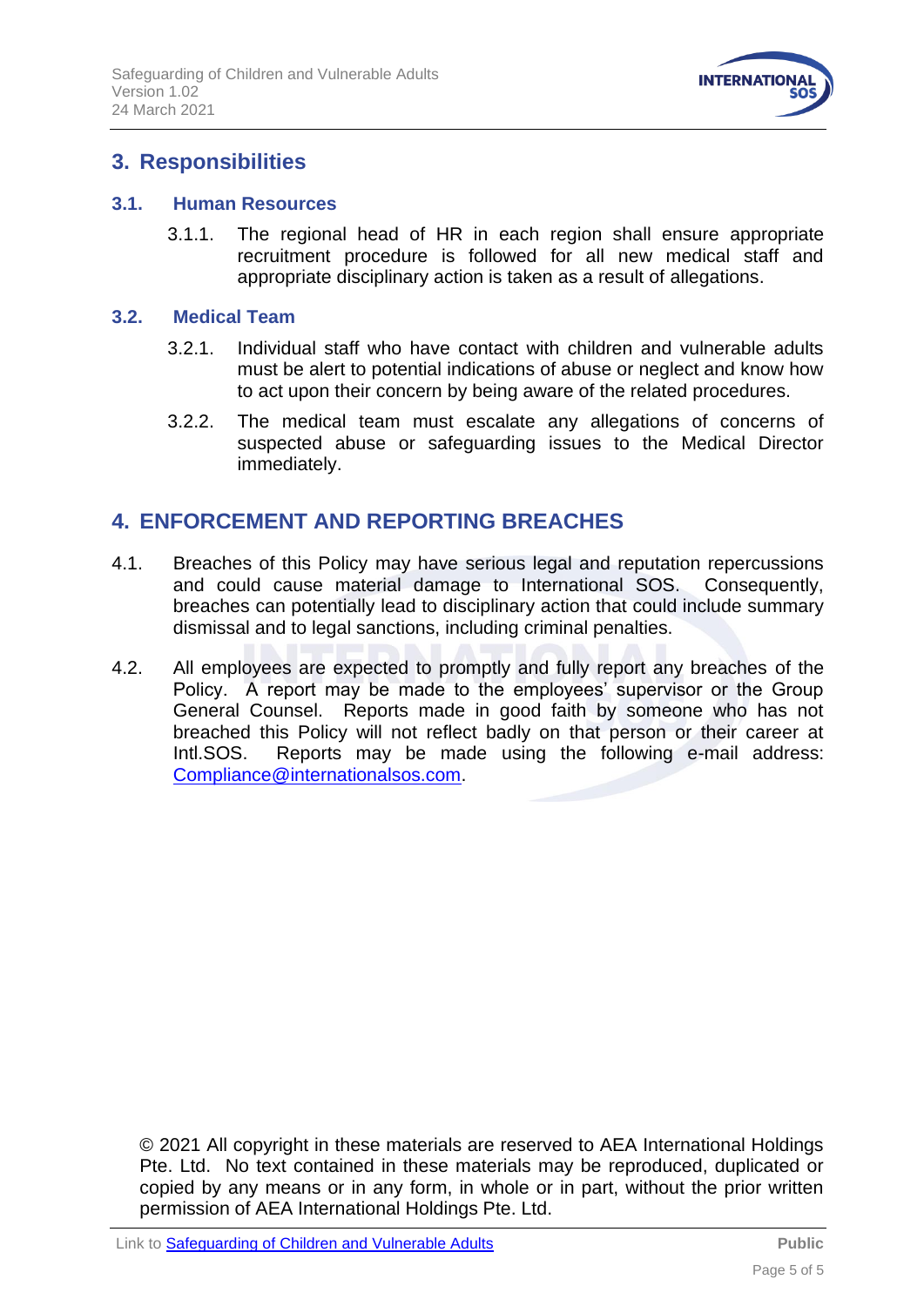## 3. Responsibilities

### 3.1. Human Resources

3.1.1. The regional head of HR in each region shall ensure appropriate recruitment procedure is followed for all new medical staff and appropriate disciplinary action is taken as a result of allegations.

### 3.2. Medical Team

3.2.1. Individual staff who have contact with children and vulnerable adults must be alert to potential indications of abuse or neglect and know how to act upon their concern by being aware of the related procedures.

3.2.2. The medical team must escalate any allegations of concerns of suspected abuse or safeguarding issues to the Medical Director immediately.

## 4. ENFORCEMENT AND REPORTING BREACHES

4.1. Breaches of this Policy may have serious legal and reputation repercussions and could cause material damage to International SOS. Consequently, breaches can potentially lead to disciplinary action that could include summary dismissal and to legal sanctions, including criminal penalties.

4.2. All employees are expected to promptly and fully report any breaches of the Policy. A report may be made to the employees' supervisor or the Group General Counsel. Reports made in good faith by someone who has not breached this Policy will not reflect badly on that person or their career at Intl.SOS. Reports may be made using the following e-mail address: Compliance@internationalsos.com.

© 2021 All copyright in these materials are reserved to AEA International Holdings Pte. Ltd. No text contained in these materials may be reproduced, duplicated or copied by any means or in any form, in whole or in part, without the prior written permission of AEA International Holdings Pte. Ltd.